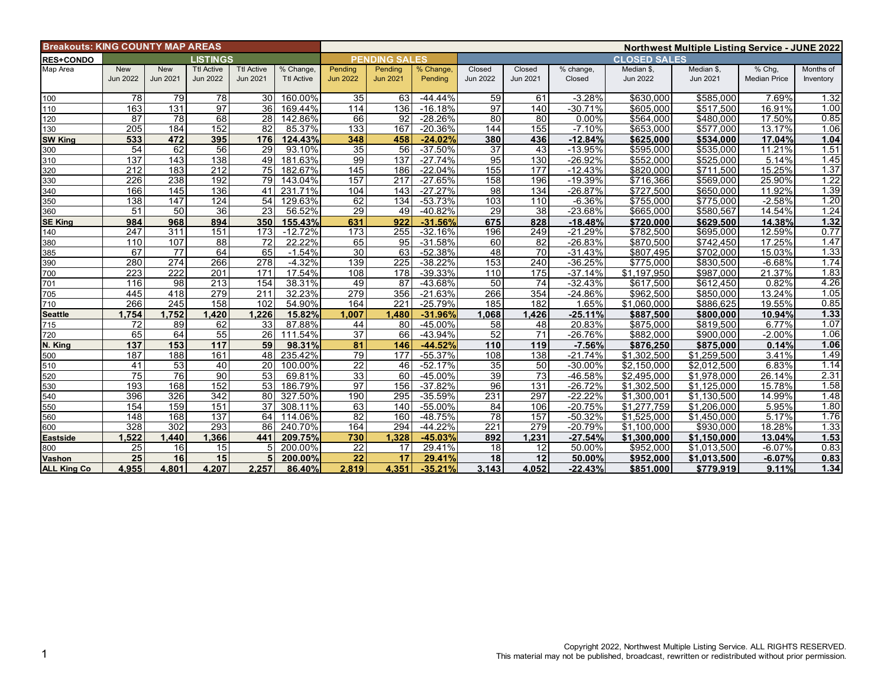| Breakouts: KING COUNTY MAP AREAS | | | | | | | | | Northwest Multiple Listing Service - JUNE 2022 | | | | | | | |
|---|---|---|---|---|---|---|---|---|---|---|---|---|---|---|---|
| **RES+CONDO** | **LISTINGS** | | | | | **PENDING SALES** | | | **CLOSED SALES** | | | | | | |
| Map Area | New Jun 2022 | New Jun 2021 | Ttl Active Jun 2022 | Ttl Active Jun 2021 | % Change, Ttl Active | Pending Jun 2022 | Pending Jun 2021 | % Change, Pending | Closed Jun 2022 | Closed Jun 2021 | % change, Closed | Median $, Jun 2022 | Median $, Jun 2021 | % Chg, Median Price | Months of Inventory |
| 100 | 78 | 79 | 78 | 30 | 160.00% | 35 | 63 | -44.44% | 59 | 61 | -3.28% | $630,000 | $585,000 | 7.69% | 1.32 |
| 110 | 163 | 131 | 97 | 36 | 169.44% | 114 | 136 | -16.18% | 97 | 140 | -30.71% | $605,000 | $517,500 | 16.91% | 1.00 |
| 120 | 87 | 78 | 68 | 28 | 142.86% | 66 | 92 | -28.26% | 80 | 80 | 0.00% | $564,000 | $480,000 | 17.50% | 0.85 |
| 130 | 205 | 184 | 152 | 82 | 85.37% | 133 | 167 | -20.36% | 144 | 155 | -7.10% | $653,000 | $577,000 | 13.17% | 1.06 |
| **SW King** | **533** | **472** | **395** | **176** | **124.43%** | **348** | **458** | **-24.02%** | **380** | **436** | **-12.84%** | **$625,000** | **$534,000** | **17.04%** | **1.04** |
| 300 | 54 | 62 | 56 | 29 | 93.10% | 35 | 56 | -37.50% | 37 | 43 | -13.95% | $595,000 | $535,000 | 11.21% | 1.51 |
| 310 | 137 | 143 | 138 | 49 | 181.63% | 99 | 137 | -27.74% | 95 | 130 | -26.92% | $552,000 | $525,000 | 5.14% | 1.45 |
| 320 | 212 | 183 | 212 | 75 | 182.67% | 145 | 186 | -22.04% | 155 | 177 | -12.43% | $820,000 | $711,500 | 15.25% | 1.37 |
| 330 | 226 | 238 | 192 | 79 | 143.04% | 157 | 217 | -27.65% | 158 | 196 | -19.39% | $716,366 | $569,000 | 25.90% | 1.22 |
| 340 | 166 | 145 | 136 | 41 | 231.71% | 104 | 143 | -27.27% | 98 | 134 | -26.87% | $727,500 | $650,000 | 11.92% | 1.39 |
| 350 | 138 | 147 | 124 | 54 | 129.63% | 62 | 134 | -53.73% | 103 | 110 | -6.36% | $755,000 | $775,000 | -2.58% | 1.20 |
| 360 | 51 | 50 | 36 | 23 | 56.52% | 29 | 49 | -40.82% | 29 | 38 | -23.68% | $665,000 | $580,567 | 14.54% | 1.24 |
| **SE King** | **984** | **968** | **894** | **350** | **155.43%** | **631** | **922** | **-31.56%** | **675** | **828** | **-18.48%** | **$720,000** | **$629,500** | **14.38%** | **1.32** |
| 140 | 247 | 311 | 151 | 173 | -12.72% | 173 | 255 | -32.16% | 196 | 249 | -21.29% | $782,500 | $695,000 | 12.59% | 0.77 |
| 380 | 110 | 107 | 88 | 72 | 22.22% | 65 | 95 | -31.58% | 60 | 82 | -26.83% | $870,500 | $742,450 | 17.25% | 1.47 |
| 385 | 67 | 77 | 64 | 65 | -1.54% | 30 | 63 | -52.38% | 48 | 70 | -31.43% | $807,495 | $702,000 | 15.03% | 1.33 |
| 390 | 280 | 274 | 266 | 278 | -4.32% | 139 | 225 | -38.22% | 153 | 240 | -36.25% | $775,000 | $830,500 | -6.68% | 1.74 |
| 700 | 223 | 222 | 201 | 171 | 17.54% | 108 | 178 | -39.33% | 110 | 175 | -37.14% | $1,197,950 | $987,000 | 21.37% | 1.83 |
| 701 | 116 | 98 | 213 | 154 | 38.31% | 49 | 87 | -43.68% | 50 | 74 | -32.43% | $617,500 | $612,450 | 0.82% | 4.26 |
| 705 | 445 | 418 | 279 | 211 | 32.23% | 279 | 356 | -21.63% | 266 | 354 | -24.86% | $962,500 | $850,000 | 13.24% | 1.05 |
| 710 | 266 | 245 | 158 | 102 | 54.90% | 164 | 221 | -25.79% | 185 | 182 | 1.65% | $1,060,000 | $886,625 | 19.55% | 0.85 |
| **Seattle** | **1,754** | **1,752** | **1,420** | **1,226** | **15.82%** | **1,007** | **1,480** | **-31.96%** | **1,068** | **1,426** | **-25.11%** | **$887,500** | **$800,000** | **10.94%** | **1.33** |
| 715 | 72 | 89 | 62 | 33 | 87.88% | 44 | 80 | -45.00% | 58 | 48 | 20.83% | $875,000 | $819,500 | 6.77% | 1.07 |
| 720 | 65 | 64 | 55 | 26 | 111.54% | 37 | 66 | -43.94% | 52 | 71 | -26.76% | $882,000 | $900,000 | -2.00% | 1.06 |
| **N. King** | **137** | **153** | **117** | **59** | **98.31%** | **81** | **146** | **-44.52%** | **110** | **119** | **-7.56%** | **$876,250** | **$875,000** | **0.14%** | **1.06** |
| 500 | 187 | 188 | 161 | 48 | 235.42% | 79 | 177 | -55.37% | 108 | 138 | -21.74% | $1,302,500 | $1,259,500 | 3.41% | 1.49 |
| 510 | 41 | 53 | 40 | 20 | 100.00% | 22 | 46 | -52.17% | 35 | 50 | -30.00% | $2,150,000 | $2,012,500 | 6.83% | 1.14 |
| 520 | 75 | 76 | 90 | 53 | 69.81% | 33 | 60 | -45.00% | 39 | 73 | -46.58% | $2,495,000 | $1,978,000 | 26.14% | 2.31 |
| 530 | 193 | 168 | 152 | 53 | 186.79% | 97 | 156 | -37.82% | 96 | 131 | -26.72% | $1,302,500 | $1,125,000 | 15.78% | 1.58 |
| 540 | 396 | 326 | 342 | 80 | 327.50% | 190 | 295 | -35.59% | 231 | 297 | -22.22% | $1,300,001 | $1,130,500 | 14.99% | 1.48 |
| 550 | 154 | 159 | 151 | 37 | 308.11% | 63 | 140 | -55.00% | 84 | 106 | -20.75% | $1,277,759 | $1,206,000 | 5.95% | 1.80 |
| 560 | 148 | 168 | 137 | 64 | 114.06% | 82 | 160 | -48.75% | 78 | 157 | -50.32% | $1,525,000 | $1,450,000 | 5.17% | 1.76 |
| 600 | 328 | 302 | 293 | 86 | 240.70% | 164 | 294 | -44.22% | 221 | 279 | -20.79% | $1,100,000 | $930,000 | 18.28% | 1.33 |
| **Eastside** | **1,522** | **1,440** | **1,366** | **441** | **209.75%** | **730** | **1,328** | **-45.03%** | **892** | **1,231** | **-27.54%** | **$1,300,000** | **$1,150,000** | **13.04%** | **1.53** |
| 800 | 25 | 16 | 15 | 5 | 200.00% | 22 | 17 | 29.41% | 18 | 12 | 50.00% | $952,000 | $1,013,500 | -6.07% | 0.83 |
| **Vashon** | **25** | **16** | **15** | **5** | **200.00%** | **22** | **17** | **29.41%** | **18** | **12** | **50.00%** | **$952,000** | **$1,013,500** | **-6.07%** | **0.83** |
| **ALL King Co** | **4,955** | **4,801** | **4,207** | **2,257** | **86.40%** | **2,819** | **4,351** | **-35.21%** | **3,143** | **4,052** | **-22.43%** | **$851,000** | **$779,919** | **9.11%** | **1.34** |

Copyright 2022, Northwest Multiple Listing Service. ALL RIGHTS RESERVED.
This material may not be published, broadcast, rewritten or redistributed without prior permission.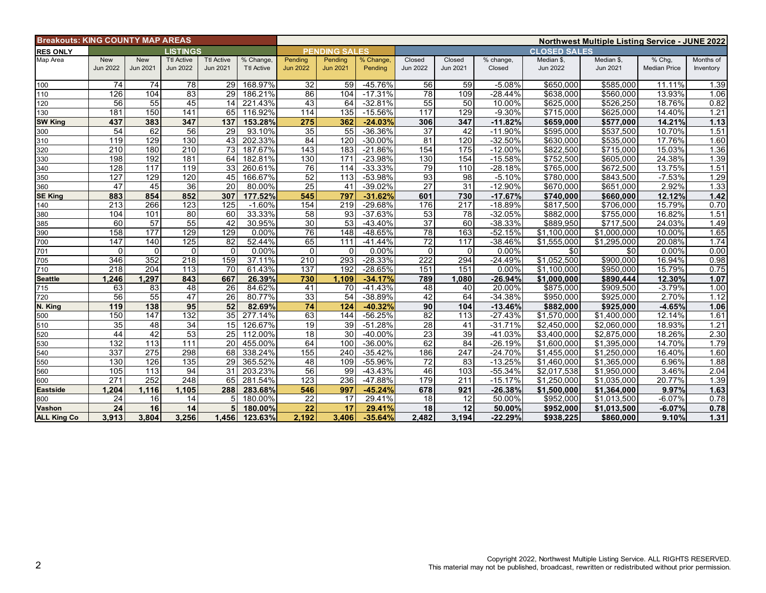| Breakouts: KING COUNTY MAP AREAS | | | | | | | | | | | | | | Northwest Multiple Listing Service - JUNE 2022 | | |
|---|---|---|---|---|---|---|---|---|---|---|---|---|---|---|---|---|
| RES ONLY | LISTINGS | | | | | PENDING SALES | | | CLOSED SALES | | | | | | | |
| Map Area | New Jun 2022 | New Jun 2021 | Ttl Active Jun 2022 | Ttl Active Jun 2021 | % Change, Ttl Active | Pending Jun 2022 | Pending Jun 2021 | % Change, Pending | Closed Jun 2022 | Closed Jun 2021 | % change, Closed | Median $, Jun 2022 | Median $, Jun 2021 | % Chg, Median Price | Months of Inventory |
| 100 | 74 | 74 | 78 | 29 | 168.97% | 32 | 59 | -45.76% | 56 | 59 | -5.08% | $650,000 | $585,000 | 11.11% | 1.39 |
| 110 | 126 | 104 | 83 | 29 | 186.21% | 86 | 104 | -17.31% | 78 | 109 | -28.44% | $638,000 | $560,000 | 13.93% | 1.06 |
| 120 | 56 | 55 | 45 | 14 | 221.43% | 43 | 64 | -32.81% | 55 | 50 | 10.00% | $625,000 | $526,250 | 18.76% | 0.82 |
| 130 | 181 | 150 | 141 | 65 | 116.92% | 114 | 135 | -15.56% | 117 | 129 | -9.30% | $715,000 | $625,000 | 14.40% | 1.21 |
| **SW King** | **437** | **383** | **347** | **137** | **153.28%** | **275** | **362** | **-24.03%** | **306** | **347** | **-11.82%** | **$659,000** | **$577,000** | **14.21%** | **1.13** |
| 300 | 54 | 62 | 56 | 29 | 93.10% | 35 | 55 | -36.36% | 37 | 42 | -11.90% | $595,000 | $537,500 | 10.70% | 1.51 |
| 310 | 119 | 129 | 130 | 43 | 202.33% | 84 | 120 | -30.00% | 81 | 120 | -32.50% | $630,000 | $535,000 | 17.76% | 1.60 |
| 320 | 210 | 180 | 210 | 73 | 187.67% | 143 | 183 | -21.86% | 154 | 175 | -12.00% | $822,500 | $715,000 | 15.03% | 1.36 |
| 330 | 198 | 192 | 181 | 64 | 182.81% | 130 | 171 | -23.98% | 130 | 154 | -15.58% | $752,500 | $605,000 | 24.38% | 1.39 |
| 340 | 128 | 117 | 119 | 33 | 260.61% | 76 | 114 | -33.33% | 79 | 110 | -28.18% | $765,000 | $672,500 | 13.75% | 1.51 |
| 350 | 127 | 129 | 120 | 45 | 166.67% | 52 | 113 | -53.98% | 93 | 98 | -5.10% | $780,000 | $843,500 | -7.53% | 1.29 |
| 360 | 47 | 45 | 36 | 20 | 80.00% | 25 | 41 | -39.02% | 27 | 31 | -12.90% | $670,000 | $651,000 | 2.92% | 1.33 |
| **SE King** | **883** | **854** | **852** | **307** | **177.52%** | **545** | **797** | **-31.62%** | **601** | **730** | **-17.67%** | **$740,000** | **$660,000** | **12.12%** | **1.42** |
| 140 | 213 | 266 | 123 | 125 | -1.60% | 154 | 219 | -29.68% | 176 | 217 | -18.89% | $817,500 | $706,000 | 15.79% | 0.70 |
| 380 | 104 | 101 | 80 | 60 | 33.33% | 58 | 93 | -37.63% | 53 | 78 | -32.05% | $882,000 | $755,000 | 16.82% | 1.51 |
| 385 | 60 | 57 | 55 | 42 | 30.95% | 30 | 53 | -43.40% | 37 | 60 | -38.33% | $889,950 | $717,500 | 24.03% | 1.49 |
| 390 | 158 | 177 | 129 | 129 | 0.00% | 76 | 148 | -48.65% | 78 | 163 | -52.15% | $1,100,000 | $1,000,000 | 10.00% | 1.65 |
| 700 | 147 | 140 | 125 | 82 | 52.44% | 65 | 111 | -41.44% | 72 | 117 | -38.46% | $1,555,000 | $1,295,000 | 20.08% | 1.74 |
| 701 | 0 | 0 | 0 | 0 | 0.00% | 0 | 0 | 0.00% | 0 | 0 | 0.00% | $0 | $0 | 0.00% | 0.00 |
| 705 | 346 | 352 | 218 | 159 | 37.11% | 210 | 293 | -28.33% | 222 | 294 | -24.49% | $1,052,500 | $900,000 | 16.94% | 0.98 |
| 710 | 218 | 204 | 113 | 70 | 61.43% | 137 | 192 | -28.65% | 151 | 151 | 0.00% | $1,100,000 | $950,000 | 15.79% | 0.75 |
| **Seattle** | **1,246** | **1,297** | **843** | **667** | **26.39%** | **730** | **1,109** | **-34.17%** | **789** | **1,080** | **-26.94%** | **$1,000,000** | **$890,444** | **12.30%** | **1.07** |
| 715 | 63 | 83 | 48 | 26 | 84.62% | 41 | 70 | -41.43% | 48 | 40 | 20.00% | $875,000 | $909,500 | -3.79% | 1.00 |
| 720 | 56 | 55 | 47 | 26 | 80.77% | 33 | 54 | -38.89% | 42 | 64 | -34.38% | $950,000 | $925,000 | 2.70% | 1.12 |
| **N. King** | **119** | **138** | **95** | **52** | **82.69%** | **74** | **124** | **-40.32%** | **90** | **104** | **-13.46%** | **$882,000** | **$925,000** | **-4.65%** | **1.06** |
| 500 | 150 | 147 | 132 | 35 | 277.14% | 63 | 144 | -56.25% | 82 | 113 | -27.43% | $1,570,000 | $1,400,000 | 12.14% | 1.61 |
| 510 | 35 | 48 | 34 | 15 | 126.67% | 19 | 39 | -51.28% | 28 | 41 | -31.71% | $2,450,000 | $2,060,000 | 18.93% | 1.21 |
| 520 | 44 | 42 | 53 | 25 | 112.00% | 18 | 30 | -40.00% | 23 | 39 | -41.03% | $3,400,000 | $2,875,000 | 18.26% | 2.30 |
| 530 | 132 | 113 | 111 | 20 | 455.00% | 64 | 100 | -36.00% | 62 | 84 | -26.19% | $1,600,000 | $1,395,000 | 14.70% | 1.79 |
| 540 | 337 | 275 | 298 | 68 | 338.24% | 155 | 240 | -35.42% | 186 | 247 | -24.70% | $1,455,000 | $1,250,000 | 16.40% | 1.60 |
| 550 | 130 | 126 | 135 | 29 | 365.52% | 48 | 109 | -55.96% | 72 | 83 | -13.25% | $1,460,000 | $1,365,000 | 6.96% | 1.88 |
| 560 | 105 | 113 | 94 | 31 | 203.23% | 56 | 99 | -43.43% | 46 | 103 | -55.34% | $2,017,538 | $1,950,000 | 3.46% | 2.04 |
| 600 | 271 | 252 | 248 | 65 | 281.54% | 123 | 236 | -47.88% | 179 | 211 | -15.17% | $1,250,000 | $1,035,000 | 20.77% | 1.39 |
| **Eastside** | **1,204** | **1,116** | **1,105** | **288** | **283.68%** | **546** | **997** | **-45.24%** | **678** | **921** | **-26.38%** | **$1,500,000** | **$1,364,000** | **9.97%** | **1.63** |
| 800 | 24 | 16 | 14 | 5 | 180.00% | 22 | 17 | 29.41% | 18 | 12 | 50.00% | $952,000 | $1,013,500 | -6.07% | 0.78 |
| **Vashon** | **24** | **16** | **14** | **5** | **180.00%** | **22** | **17** | **29.41%** | **18** | **12** | **50.00%** | **$952,000** | **$1,013,500** | **-6.07%** | **0.78** |
| **ALL King Co** | **3,913** | **3,804** | **3,256** | **1,456** | **123.63%** | **2,192** | **3,406** | **-35.64%** | **2,482** | **3,194** | **-22.29%** | **$938,225** | **$860,000** | **9.10%** | **1.31** |

Copyright 2022, Northwest Multiple Listing Service. ALL RIGHTS RESERVED.
This material may not be published, broadcast, rewritten or redistributed without prior permission.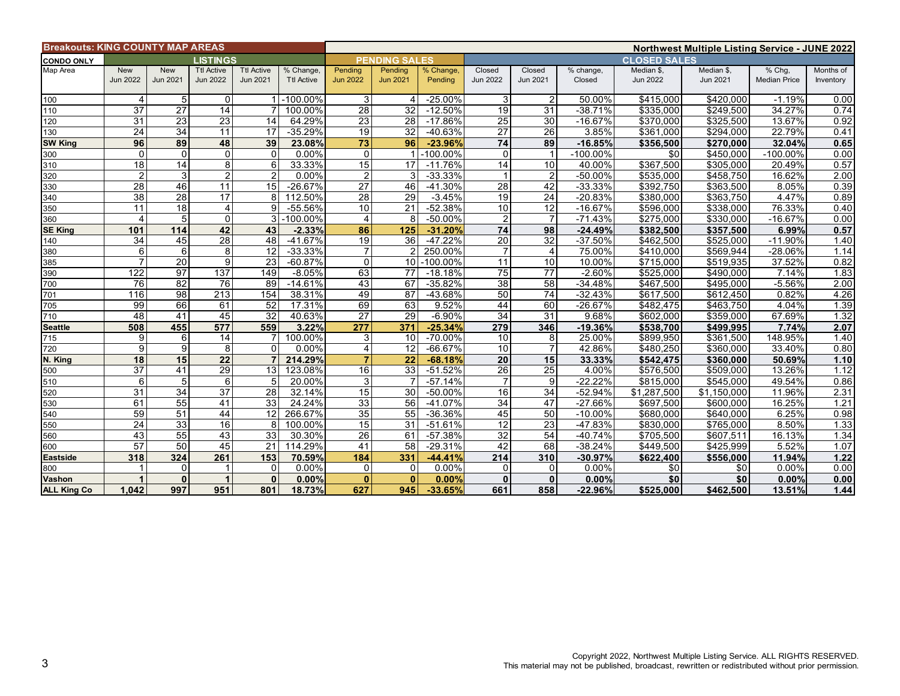| Breakouts: KING COUNTY MAP AREAS | | | | | | | | | | | Northwest Multiple Listing Service - JUNE 2022 | | | |
|---|---|---|---|---|---|---|---|---|---|---|---|---|---|---|
| CONDO ONLY | LISTINGS | | | | | PENDING SALES | | | CLOSED SALES | | | | | | | 
| Map Area | New Jun 2022 | New Jun 2021 | Ttl Active Jun 2022 | Ttl Active Jun 2021 | % Change, Ttl Active | Pending Jun 2022 | Pending Jun 2021 | % Change, Pending | Closed Jun 2022 | Closed Jun 2021 | % change, Closed | Median $, Jun 2022 | Median $, Jun 2021 | % Chg, Median Price | Months of Inventory |
| 100 | 4 | 5 | 0 | 1 | -100.00% | 3 | 4 | -25.00% | 3 | 2 | 50.00% | $415,000 | $420,000 | -1.19% | 0.00 |
| 110 | 37 | 27 | 14 | 7 | 100.00% | 28 | 32 | -12.50% | 19 | 31 | -38.71% | $335,000 | $249,500 | 34.27% | 0.74 |
| 120 | 31 | 23 | 23 | 14 | 64.29% | 23 | 28 | -17.86% | 25 | 30 | -16.67% | $370,000 | $325,500 | 13.67% | 0.92 |
| 130 | 24 | 34 | 11 | 17 | -35.29% | 19 | 32 | -40.63% | 27 | 26 | 3.85% | $361,000 | $294,000 | 22.79% | 0.41 |
| **SW King** | **96** | **89** | **48** | **39** | **23.08%** | **73** | **96** | **-23.96%** | **74** | **89** | **-16.85%** | **$356,500** | **$270,000** | **32.04%** | **0.65** |
| 300 | 0 | 0 | 0 | 0 | 0.00% | 0 | 1 | -100.00% | 0 | 1 | -100.00% | $0 | $450,000 | -100.00% | 0.00 |
| 310 | 18 | 14 | 8 | 6 | 33.33% | 15 | 17 | -11.76% | 14 | 10 | 40.00% | $367,500 | $305,000 | 20.49% | 0.57 |
| 320 | 2 | 3 | 2 | 2 | 0.00% | 2 | 3 | -33.33% | 1 | 2 | -50.00% | $535,000 | $458,750 | 16.62% | 2.00 |
| 330 | 28 | 46 | 11 | 15 | -26.67% | 27 | 46 | -41.30% | 28 | 42 | -33.33% | $392,750 | $363,500 | 8.05% | 0.39 |
| 340 | 38 | 28 | 17 | 8 | 112.50% | 28 | 29 | -3.45% | 19 | 24 | -20.83% | $380,000 | $363,750 | 4.47% | 0.89 |
| 350 | 11 | 18 | 4 | 9 | -55.56% | 10 | 21 | -52.38% | 10 | 12 | -16.67% | $596,000 | $338,000 | 76.33% | 0.40 |
| 360 | 4 | 5 | 0 | 3 | -100.00% | 4 | 8 | -50.00% | 2 | 7 | -71.43% | $275,000 | $330,000 | -16.67% | 0.00 |
| **SE King** | **101** | **114** | **42** | **43** | **-2.33%** | **86** | **125** | **-31.20%** | **74** | **98** | **-24.49%** | **$382,500** | **$357,500** | **6.99%** | **0.57** |
| 140 | 34 | 45 | 28 | 48 | -41.67% | 19 | 36 | -47.22% | 20 | 32 | -37.50% | $462,500 | $525,000 | -11.90% | 1.40 |
| 380 | 6 | 6 | 8 | 12 | -33.33% | 7 | 2 | 250.00% | 7 | 4 | 75.00% | $410,000 | $569,944 | -28.06% | 1.14 |
| 385 | 7 | 20 | 9 | 23 | -60.87% | 0 | 10 | -100.00% | 11 | 10 | 10.00% | $715,000 | $519,935 | 37.52% | 0.82 |
| 390 | 122 | 97 | 137 | 149 | -8.05% | 63 | 77 | -18.18% | 75 | 77 | -2.60% | $525,000 | $490,000 | 7.14% | 1.83 |
| 700 | 76 | 82 | 76 | 89 | -14.61% | 43 | 67 | -35.82% | 38 | 58 | -34.48% | $467,500 | $495,000 | -5.56% | 2.00 |
| 701 | 116 | 98 | 213 | 154 | 38.31% | 49 | 87 | -43.68% | 50 | 74 | -32.43% | $617,500 | $612,450 | 0.82% | 4.26 |
| 705 | 99 | 66 | 61 | 52 | 17.31% | 69 | 63 | 9.52% | 44 | 60 | -26.67% | $482,475 | $463,750 | 4.04% | 1.39 |
| 710 | 48 | 41 | 45 | 32 | 40.63% | 27 | 29 | -6.90% | 34 | 31 | 9.68% | $602,000 | $359,000 | 67.69% | 1.32 |
| **Seattle** | **508** | **455** | **577** | **559** | **3.22%** | **277** | **371** | **-25.34%** | **279** | **346** | **-19.36%** | **$538,700** | **$499,995** | **7.74%** | **2.07** |
| 715 | 9 | 6 | 14 | 7 | 100.00% | 3 | 10 | -70.00% | 10 | 8 | 25.00% | $899,950 | $361,500 | 148.95% | 1.40 |
| 720 | 9 | 9 | 8 | 0 | 0.00% | 4 | 12 | -66.67% | 10 | 7 | 42.86% | $480,250 | $360,000 | 33.40% | 0.80 |
| **N. King** | **18** | **15** | **22** | **7** | **214.29%** | **7** | **22** | **-68.18%** | **20** | **15** | **33.33%** | **$542,475** | **$360,000** | **50.69%** | **1.10** |
| 500 | 37 | 41 | 29 | 13 | 123.08% | 16 | 33 | -51.52% | 26 | 25 | 4.00% | $576,500 | $509,000 | 13.26% | 1.12 |
| 510 | 6 | 5 | 6 | 5 | 20.00% | 3 | 7 | -57.14% | 7 | 9 | -22.22% | $815,000 | $545,000 | 49.54% | 0.86 |
| 520 | 31 | 34 | 37 | 28 | 32.14% | 15 | 30 | -50.00% | 16 | 34 | -52.94% | $1,287,500 | $1,150,000 | 11.96% | 2.31 |
| 530 | 61 | 55 | 41 | 33 | 24.24% | 33 | 56 | -41.07% | 34 | 47 | -27.66% | $697,500 | $600,000 | 16.25% | 1.21 |
| 540 | 59 | 51 | 44 | 12 | 266.67% | 35 | 55 | -36.36% | 45 | 50 | -10.00% | $680,000 | $640,000 | 6.25% | 0.98 |
| 550 | 24 | 33 | 16 | 8 | 100.00% | 15 | 31 | -51.61% | 12 | 23 | -47.83% | $830,000 | $765,000 | 8.50% | 1.33 |
| 560 | 43 | 55 | 43 | 33 | 30.30% | 26 | 61 | -57.38% | 32 | 54 | -40.74% | $705,500 | $607,511 | 16.13% | 1.34 |
| 600 | 57 | 50 | 45 | 21 | 114.29% | 41 | 58 | -29.31% | 42 | 68 | -38.24% | $449,500 | $425,999 | 5.52% | 1.07 |
| **Eastside** | **318** | **324** | **261** | **153** | **70.59%** | **184** | **331** | **-44.41%** | **214** | **310** | **-30.97%** | **$622,400** | **$556,000** | **11.94%** | **1.22** |
| 800 | 1 | 0 | 1 | 0 | 0.00% | 0 | 0 | 0.00% | 0 | 0 | 0.00% | $0 | $0 | 0.00% | 0.00 |
| **Vashon** | **1** | **0** | **1** | **0** | **0.00%** | **0** | **0** | **0.00%** | **0** | **0** | **0.00%** | **$0** | **$0** | **0.00%** | **0.00** |
| **ALL King Co** | **1,042** | **997** | **951** | **801** | **18.73%** | **627** | **945** | **-33.65%** | **661** | **858** | **-22.96%** | **$525,000** | **$462,500** | **13.51%** | **1.44** |

Copyright 2022, Northwest Multiple Listing Service. ALL RIGHTS RESERVED.
This material may not be published, broadcast, rewritten or redistributed without prior permission.